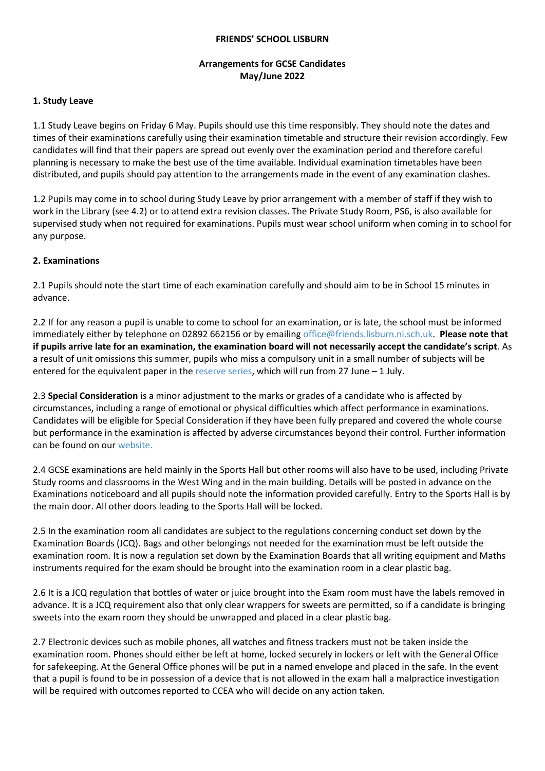# FRIENDS' SCHOOL LISBURN

## Arrangements for GCSE Candidates May/June 2022

### 1. Study Leave

1.1 Study Leave begins on Friday 6 May. Pupils should use this time responsibly. They should note the dates and times of their examinations carefully using their examination timetable and structure their revision accordingly. Few candidates will find that their papers are spread out evenly over the examination period and therefore careful planning is necessary to make the best use of the time available. Individual examination timetables have been distributed, and pupils should pay attention to the arrangements made in the event of any examination clashes.

1.2 Pupils may come in to school during Study Leave by prior arrangement with a member of staff if they wish to work in the Library (see 4.2) or to attend extra revision classes. The Private Study Room, PS6, is also available for supervised study when not required for examinations. Pupils must wear school uniform when coming in to school for any purpose.

### 2. Examinations

2.1 Pupils should note the start time of each examination carefully and should aim to be in School 15 minutes in advance.

2.2 If for any reason a pupil is unable to come to school for an examination, or is late, the school must be informed immediately either by telephone on 02892 662156 or by emailing office@friends.lisburn.ni.sch.uk. **Please note that if pupils arrive late for an examination, the examination board will not necessarily accept the candidate's script**. As a result of unit omissions this summer, pupils who miss a compulsory unit in a small number of subjects will be entered for the equivalent paper in the reserve series, which will run from 27 June – 1 July.

2.3 **Special Consideration** is a minor adjustment to the marks or grades of a candidate who is affected by circumstances, including a range of emotional or physical difficulties which affect performance in examinations. Candidates will be eligible for Special Consideration if they have been fully prepared and covered the whole course but performance in the examination is affected by adverse circumstances beyond their control. Further information can be found on our website.

2.4 GCSE examinations are held mainly in the Sports Hall but other rooms will also have to be used, including Private Study rooms and classrooms in the West Wing and in the main building. Details will be posted in advance on the Examinations noticeboard and all pupils should note the information provided carefully. Entry to the Sports Hall is by the main door. All other doors leading to the Sports Hall will be locked.

2.5 In the examination room all candidates are subject to the regulations concerning conduct set down by the Examination Boards (JCQ). Bags and other belongings not needed for the examination must be left outside the examination room. It is now a regulation set down by the Examination Boards that all writing equipment and Maths instruments required for the exam should be brought into the examination room in a clear plastic bag.

2.6 It is a JCQ regulation that bottles of water or juice brought into the Exam room must have the labels removed in advance. It is a JCQ requirement also that only clear wrappers for sweets are permitted, so if a candidate is bringing sweets into the exam room they should be unwrapped and placed in a clear plastic bag.

2.7 Electronic devices such as mobile phones, all watches and fitness trackers must not be taken inside the examination room. Phones should either be left at home, locked securely in lockers or left with the General Office for safekeeping. At the General Office phones will be put in a named envelope and placed in the safe. In the event that a pupil is found to be in possession of a device that is not allowed in the exam hall a malpractice investigation will be required with outcomes reported to CCEA who will decide on any action taken.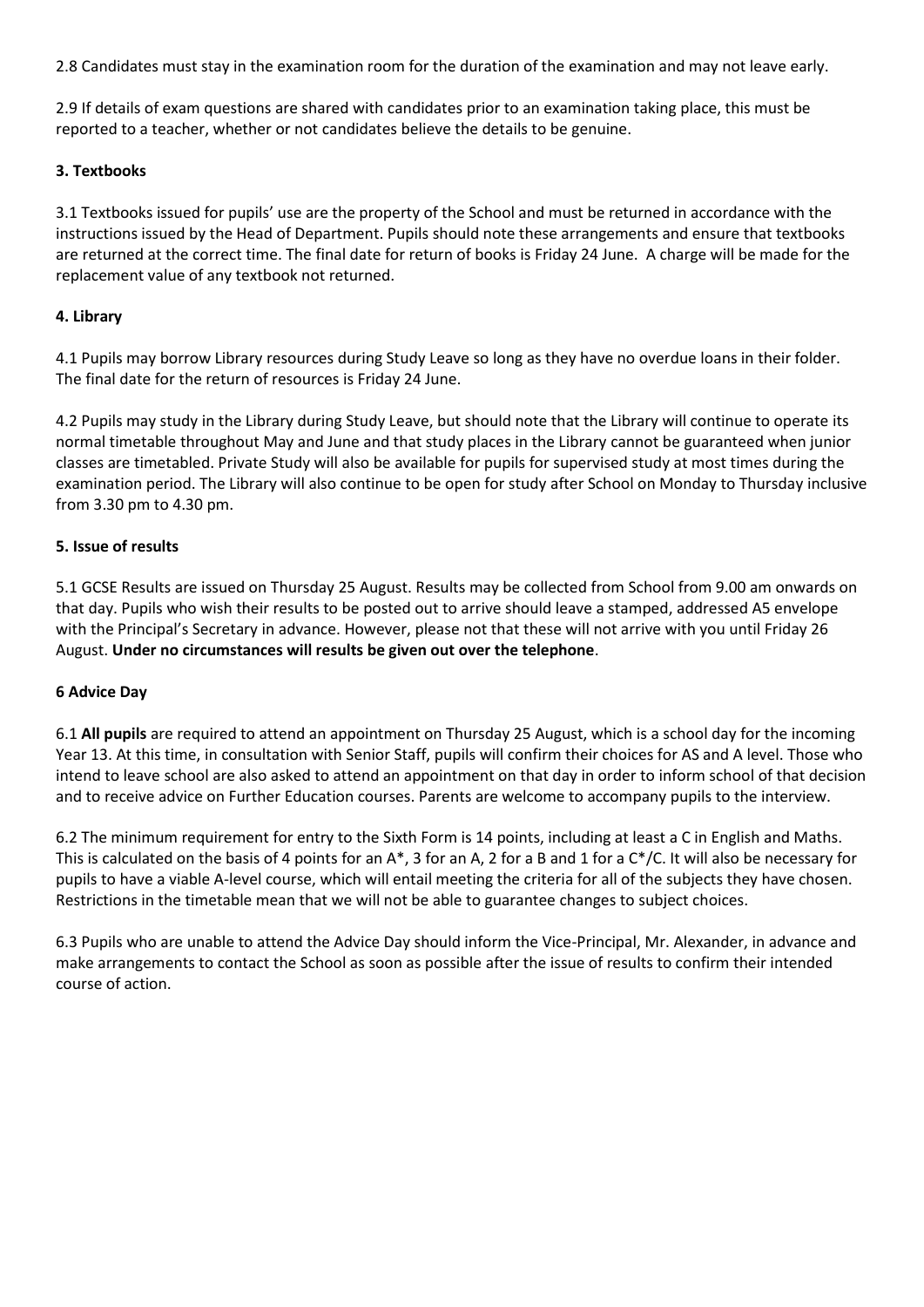2.8 Candidates must stay in the examination room for the duration of the examination and may not leave early.

2.9 If details of exam questions are shared with candidates prior to an examination taking place, this must be reported to a teacher, whether or not candidates believe the details to be genuine.

### 3. Textbooks

3.1 Textbooks issued for pupils' use are the property of the School and must be returned in accordance with the instructions issued by the Head of Department. Pupils should note these arrangements and ensure that textbooks are returned at the correct time. The final date for return of books is Friday 24 June.  A charge will be made for the replacement value of any textbook not returned.

### 4. Library

4.1 Pupils may borrow Library resources during Study Leave so long as they have no overdue loans in their folder. The final date for the return of resources is Friday 24 June.

4.2 Pupils may study in the Library during Study Leave, but should note that the Library will continue to operate its normal timetable throughout May and June and that study places in the Library cannot be guaranteed when junior classes are timetabled. Private Study will also be available for pupils for supervised study at most times during the examination period. The Library will also continue to be open for study after School on Monday to Thursday inclusive from 3.30 pm to 4.30 pm.

### 5. Issue of results

5.1 GCSE Results are issued on Thursday 25 August. Results may be collected from School from 9.00 am onwards on that day. Pupils who wish their results to be posted out to arrive should leave a stamped, addressed A5 envelope with the Principal's Secretary in advance. However, please not that these will not arrive with you until Friday 26 August. **Under no circumstances will results be given out over the telephone**.

### 6 Advice Day

6.1 **All pupils** are required to attend an appointment on Thursday 25 August, which is a school day for the incoming Year 13. At this time, in consultation with Senior Staff, pupils will confirm their choices for AS and A level. Those who intend to leave school are also asked to attend an appointment on that day in order to inform school of that decision and to receive advice on Further Education courses. Parents are welcome to accompany pupils to the interview.

6.2 The minimum requirement for entry to the Sixth Form is 14 points, including at least a C in English and Maths. This is calculated on the basis of 4 points for an A*, 3 for an A, 2 for a B and 1 for a C*/C. It will also be necessary for pupils to have a viable A-level course, which will entail meeting the criteria for all of the subjects they have chosen. Restrictions in the timetable mean that we will not be able to guarantee changes to subject choices.

6.3 Pupils who are unable to attend the Advice Day should inform the Vice-Principal, Mr. Alexander, in advance and make arrangements to contact the School as soon as possible after the issue of results to confirm their intended course of action.